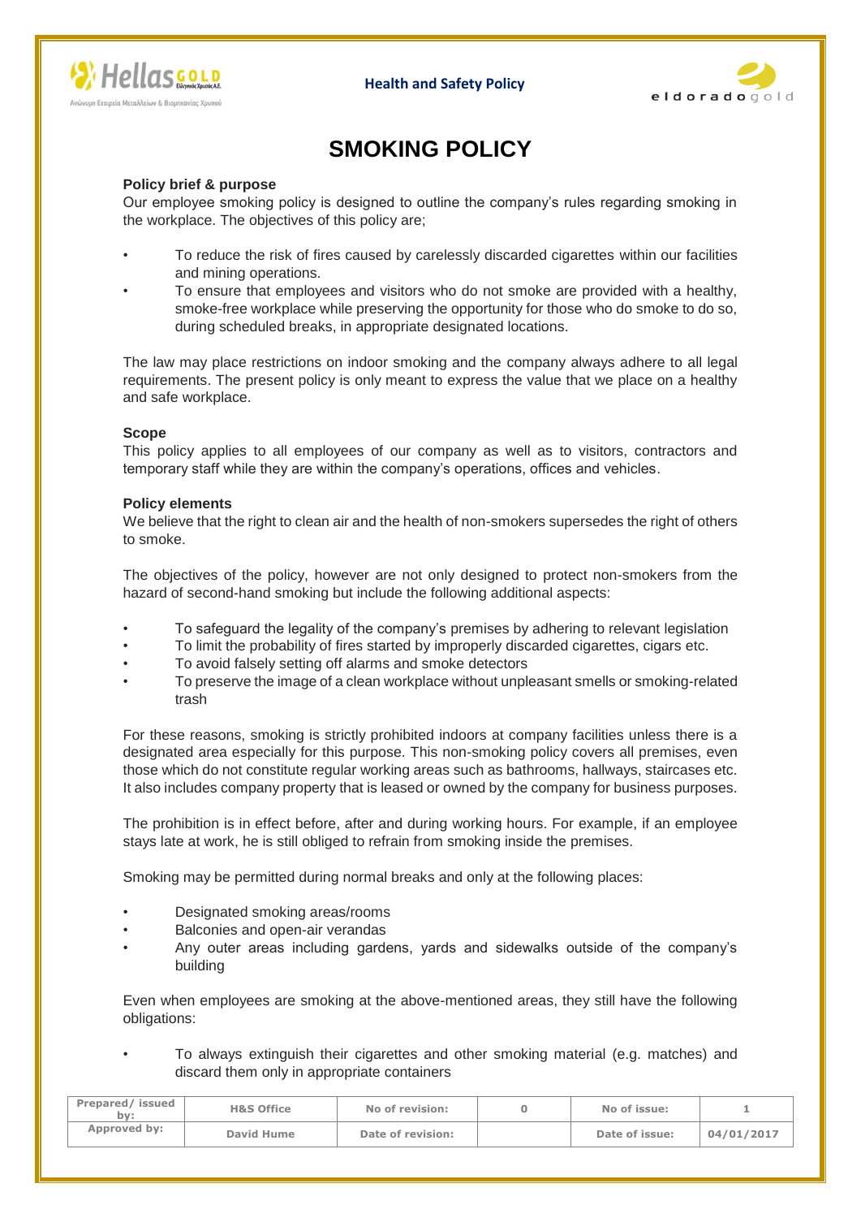# SMOKING POLICY

**Policy brief & purpose**

Our employee smoking policy is designed to outline the company's rules regarding smoking in the workplace. The objectives of this policy are;

- To reduce the risk of fires caused by carelessly discarded cigarettes within our facilities and mining operations.
- To ensure that employees and visitors who do not smoke are provided with a healthy, smoke-free workplace while preserving the opportunity for those who do smoke to do so, during scheduled breaks, in appropriate designated locations.

The law may place restrictions on indoor smoking and the company always adhere to all legal requirements. The present policy is only meant to express the value that we place on a healthy and safe workplace.

**Scope**

This policy applies to all employees of our company as well as to visitors, contractors and temporary staff while they are within the company's operations, offices and vehicles.

**Policy elements**

We believe that the right to clean air and the health of non-smokers supersedes the right of others to smoke.

The objectives of the policy, however are not only designed to protect non-smokers from the hazard of second-hand smoking but include the following additional aspects:

- To safeguard the legality of the company's premises by adhering to relevant legislation
- To limit the probability of fires started by improperly discarded cigarettes, cigars etc.
- To avoid falsely setting off alarms and smoke detectors
- To preserve the image of a clean workplace without unpleasant smells or smoking-related trash

For these reasons, smoking is strictly prohibited indoors at company facilities unless there is a designated area especially for this purpose. This non-smoking policy covers all premises, even those which do not constitute regular working areas such as bathrooms, hallways, staircases etc. It also includes company property that is leased or owned by the company for business purposes.

The prohibition is in effect before, after and during working hours. For example, if an employee stays late at work, he is still obliged to refrain from smoking inside the premises.

Smoking may be permitted during normal breaks and only at the following places:

- Designated smoking areas/rooms
- Balconies and open-air verandas
- Any outer areas including gardens, yards and sidewalks outside of the company's building

Even when employees are smoking at the above-mentioned areas, they still have the following obligations:

- To always extinguish their cigarettes and other smoking material (e.g. matches) and discard them only in appropriate containers

| Prepared/ issued by: | H&S Office | No of revision: | 0 | No of issue: | 1 |
|---|---|---|---|---|---|
| Approved by: | David Hume | Date of revision: | | Date of issue: | 04/01/2017 |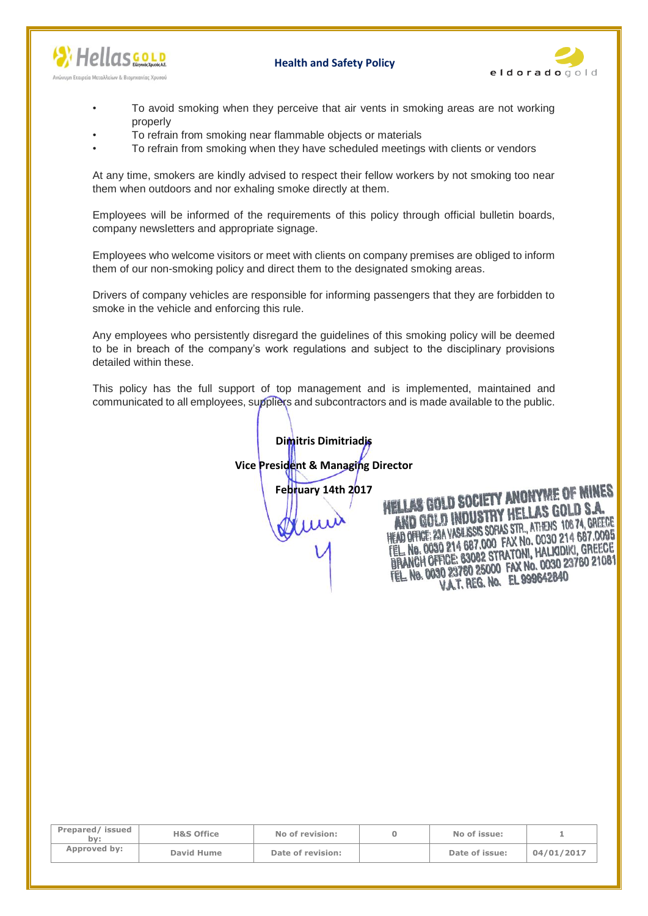- To avoid smoking when they perceive that air vents in smoking areas are not working properly
- To refrain from smoking near flammable objects or materials
- To refrain from smoking when they have scheduled meetings with clients or vendors

At any time, smokers are kindly advised to respect their fellow workers by not smoking too near them when outdoors and nor exhaling smoke directly at them.

Employees will be informed of the requirements of this policy through official bulletin boards, company newsletters and appropriate signage.

Employees who welcome visitors or meet with clients on company premises are obliged to inform them of our non-smoking policy and direct them to the designated smoking areas.

Drivers of company vehicles are responsible for informing passengers that they are forbidden to smoke in the vehicle and enforcing this rule.

Any employees who persistently disregard the guidelines of this smoking policy will be deemed to be in breach of the company's work regulations and subject to the disciplinary provisions detailed within these.

This policy has the full support of top management and is implemented, maintained and communicated to all employees, suppliers and subcontractors and is made available to the public.

**Dimitris Dimitriadis**

**Vice President & Managing Director**

**February 14th 2017**

HELLAS GOLD SOCIETY ANONYME OF MINES AND GOLD INDUSTRY HELLAS GOLD S.A.
HEAD OFFICE: 23A VASILISSIS SOFIAS STR., ATHENS 106 74, GREECE
TEL. No. 0030 214 687,000 FAX No. 0030 214 687,0095
BRANCH OFFICE: 63082 STRATONI, HALKIDIKI, GREECE
TEL. No. 0030 23760 25000 FAX No. 0030 23760 21081
V.A.T. REG. No. EL 999642840

| | | | | | |
|---|---|---|---|---|---|
| Prepared/ issued by: | H&S Office | No of revision: | 0 | No of issue: | 1 |
| Approved by: | David Hume | Date of revision: | | Date of issue: | 04/01/2017 |